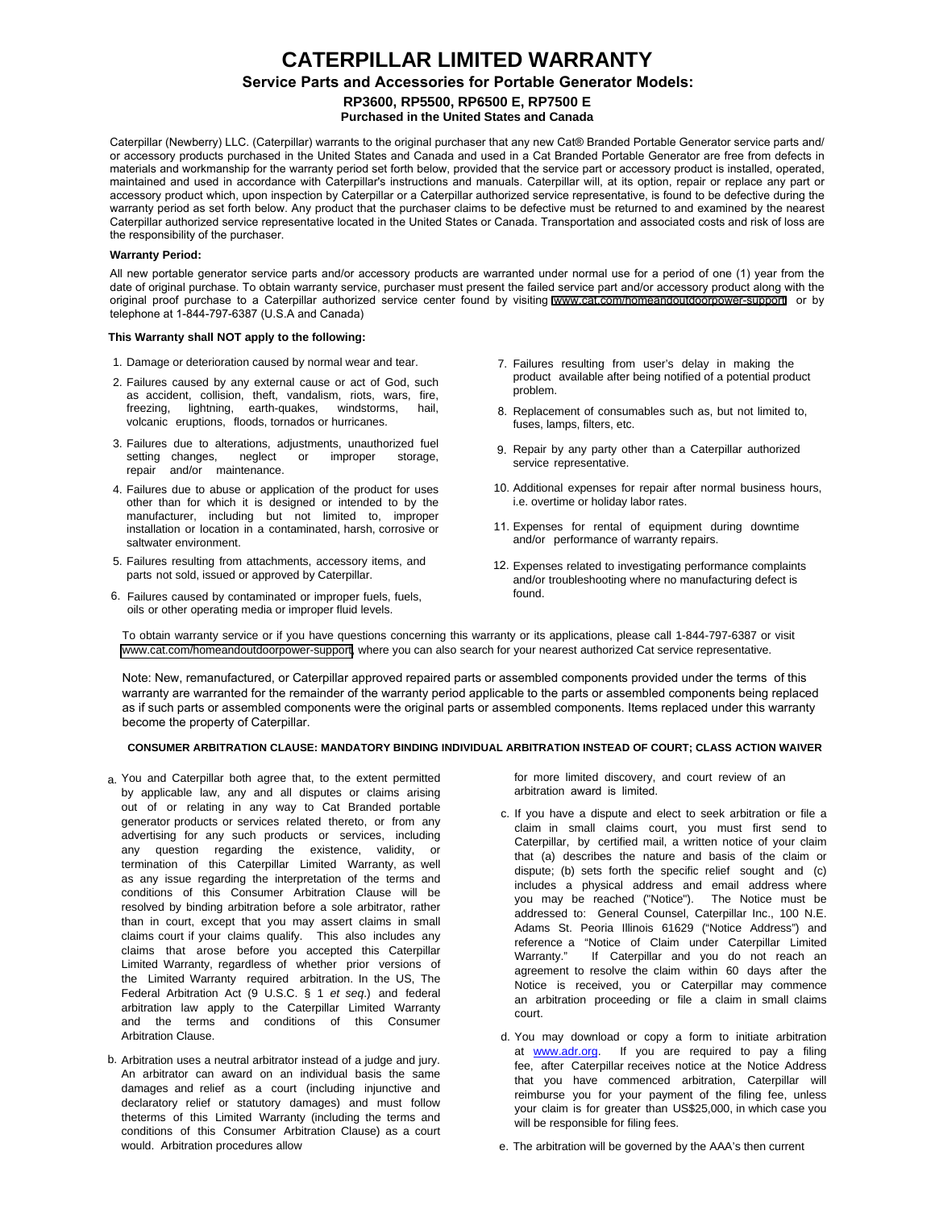# CATERPILLAR LIMITED WARRANTY

## Service Parts and Accessories for Portable Generator Models:

### RP3600, RP5500, RP6500 E, RP7500 E

**Purchased in the United States and Canada**

Caterpillar (Newberry) LLC. (Caterpillar) warrants to the original purchaser that any new Cat® Branded Portable Generator service parts and/or accessory products purchased in the United States and Canada and used in a Cat Branded Portable Generator are free from defects in materials and workmanship for the warranty period set forth below, provided that the service part or accessory product is installed, operated, maintained and used in accordance with Caterpillar's instructions and manuals. Caterpillar will, at its option, repair or replace any part or accessory product which, upon inspection by Caterpillar or a Caterpillar authorized service representative, is found to be defective during the warranty period as set forth below. Any product that the purchaser claims to be defective must be returned to and examined by the nearest Caterpillar authorized service representative located in the United States or Canada. Transportation and associated costs and risk of loss are the responsibility of the purchaser.

**Warranty Period:**

All new portable generator service parts and/or accessory products are warranted under normal use for a period of one (1) year from the date of original purchase. To obtain warranty service, purchaser must present the failed service part and/or accessory product along with the original proof purchase to a Caterpillar authorized service center found by visiting www.cat.com/homeandoutdoorpower-support or by telephone at 1-844-797-6387 (U.S.A and Canada)

**This Warranty shall NOT apply to the following:**

1. Damage or deterioration caused by normal wear and tear.
2. Failures caused by any external cause or act of God, such as accident, collision, theft, vandalism, riots, wars, fire, freezing, lightning, earth-quakes, windstorms, hail, volcanic eruptions, floods, tornados or hurricanes.
3. Failures due to alterations, adjustments, unauthorized fuel setting changes, neglect or improper storage, repair and/or maintenance.
4. Failures due to abuse or application of the product for uses other than for which it is designed or intended to by the manufacturer, including but not limited to, improper installation or location in a contaminated, harsh, corrosive or saltwater environment.
5. Failures resulting from attachments, accessory items, and parts not sold, issued or approved by Caterpillar.
6. Failures caused by contaminated or improper fuels, fuels, oils or other operating media or improper fluid levels.
7. Failures resulting from user's delay in making the product available after being notified of a potential product problem.
8. Replacement of consumables such as, but not limited to, fuses, lamps, filters, etc.
9. Repair by any party other than a Caterpillar authorized service representative.
10. Additional expenses for repair after normal business hours, i.e. overtime or holiday labor rates.
11. Expenses for rental of equipment during downtime and/or performance of warranty repairs.
12. Expenses related to investigating performance complaints and/or troubleshooting where no manufacturing defect is found.

To obtain warranty service or if you have questions concerning this warranty or its applications, please call 1-844-797-6387 or visit www.cat.com/homeandoutdoorpower-support where you can also search for your nearest authorized Cat service representative.

Note: New, remanufactured, or Caterpillar approved repaired parts or assembled components provided under the terms of this warranty are warranted for the remainder of the warranty period applicable to the parts or assembled components being replaced as if such parts or assembled components were the original parts or assembled components. Items replaced under this warranty become the property of Caterpillar.

**CONSUMER ARBITRATION CLAUSE: MANDATORY BINDING INDIVIDUAL ARBITRATION INSTEAD OF COURT; CLASS ACTION WAIVER**

a. You and Caterpillar both agree that, to the extent permitted by applicable law, any and all disputes or claims arising out of or relating in any way to Cat Branded portable generator products or services related thereto, or from any advertising for any such products or services, including any question regarding the existence, validity, or termination of this Caterpillar Limited Warranty, as well as any issue regarding the interpretation of the terms and conditions of this Consumer Arbitration Clause will be resolved by binding arbitration before a sole arbitrator, rather than in court, except that you may assert claims in small claims court if your claims qualify. This also includes any claims that arose before you accepted this Caterpillar Limited Warranty, regardless of whether prior versions of the Limited Warranty required arbitration. In the US, The Federal Arbitration Act (9 U.S.C. § 1 *et seq.*) and federal arbitration law apply to the Caterpillar Limited Warranty and the terms and conditions of this Consumer Arbitration Clause.

b. Arbitration uses a neutral arbitrator instead of a judge and jury. An arbitrator can award on an individual basis the same damages and relief as a court (including injunctive and declaratory relief or statutory damages) and must follow theterms of this Limited Warranty (including the terms and conditions of this Consumer Arbitration Clause) as a court would. Arbitration procedures allow for more limited discovery, and court review of an arbitration award is limited.

c. If you have a dispute and elect to seek arbitration or file a claim in small claims court, you must first send to Caterpillar, by certified mail, a written notice of your claim that (a) describes the nature and basis of the claim or dispute; (b) sets forth the specific relief sought and (c) includes a physical address and email address where you may be reached ("Notice"). The Notice must be addressed to: General Counsel, Caterpillar Inc., 100 N.E. Adams St. Peoria Illinois 61629 ("Notice Address") and reference a "Notice of Claim under Caterpillar Limited Warranty." If Caterpillar and you do not reach an agreement to resolve the claim within 60 days after the Notice is received, you or Caterpillar may commence an arbitration proceeding or file a claim in small claims court.

d. You may download or copy a form to initiate arbitration at www.adr.org. If you are required to pay a filing fee, after Caterpillar receives notice at the Notice Address that you have commenced arbitration, Caterpillar will reimburse you for your payment of the filing fee, unless your claim is for greater than US$25,000, in which case you will be responsible for filing fees.

e. The arbitration will be governed by the AAA's then current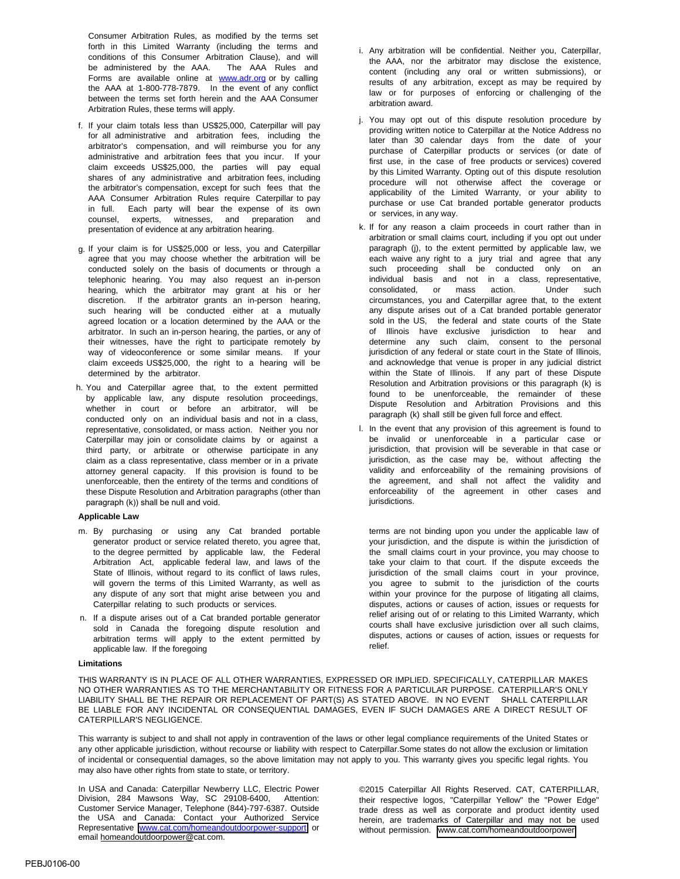Consumer Arbitration Rules, as modified by the terms set forth in this Limited Warranty (including the terms and conditions of this Consumer Arbitration Clause), and will be administered by the AAA. The AAA Rules and Forms are available online at www.adr.org or by calling the AAA at 1-800-778-7879. In the event of any conflict between the terms set forth herein and the AAA Consumer Arbitration Rules, these terms will apply.

f. If your claim totals less than US$25,000, Caterpillar will pay for all administrative and arbitration fees, including the arbitrator's compensation, and will reimburse you for any administrative and arbitration fees that you incur. If your claim exceeds US$25,000, the parties will pay equal shares of any administrative and arbitration fees, including the arbitrator's compensation, except for such fees that the AAA Consumer Arbitration Rules require Caterpillar to pay in full. Each party will bear the expense of its own counsel, experts, witnesses, and preparation and presentation of evidence at any arbitration hearing.

g. If your claim is for US$25,000 or less, you and Caterpillar agree that you may choose whether the arbitration will be conducted solely on the basis of documents or through a telephonic hearing. You may also request an in-person hearing, which the arbitrator may grant at his or her discretion. If the arbitrator grants an in-person hearing, such hearing will be conducted either at a mutually agreed location or a location determined by the AAA or the arbitrator. In such an in-person hearing, the parties, or any of their witnesses, have the right to participate remotely by way of videoconference or some similar means. If your claim exceeds US$25,000, the right to a hearing will be determined by the arbitrator.

h. You and Caterpillar agree that, to the extent permitted by applicable law, any dispute resolution proceedings, whether in court or before an arbitrator, will be conducted only on an individual basis and not in a class, representative, consolidated, or mass action. Neither you nor Caterpillar may join or consolidate claims by or against a third party, or arbitrate or otherwise participate in any claim as a class representative, class member or in a private attorney general capacity. If this provision is found to be unenforceable, then the entirety of the terms and conditions of these Dispute Resolution and Arbitration paragraphs (other than paragraph (k)) shall be null and void.

i. Any arbitration will be confidential. Neither you, Caterpillar, the AAA, nor the arbitrator may disclose the existence, content (including any oral or written submissions), or results of any arbitration, except as may be required by law or for purposes of enforcing or challenging of the arbitration award.

j. You may opt out of this dispute resolution procedure by providing written notice to Caterpillar at the Notice Address no later than 30 calendar days from the date of your purchase of Caterpillar products or services (or date of first use, in the case of free products or services) covered by this Limited Warranty. Opting out of this dispute resolution procedure will not otherwise affect the coverage or applicability of the Limited Warranty, or your ability to purchase or use Cat branded portable generator products or services, in any way.

k. If for any reason a claim proceeds in court rather than in arbitration or small claims court, including if you opt out under paragraph (j), to the extent permitted by applicable law, we each waive any right to a jury trial and agree that any such proceeding shall be conducted only on an individual basis and not in a class, representative, consolidated, or mass action. Under such circumstances, you and Caterpillar agree that, to the extent any dispute arises out of a Cat branded portable generator sold in the US, the federal and state courts of the State of Illinois have exclusive jurisdiction to hear and determine any such claim, consent to the personal jurisdiction of any federal or state court in the State of Illinois, and acknowledge that venue is proper in any judicial district within the State of Illinois. If any part of these Dispute Resolution and Arbitration provisions or this paragraph (k) is found to be unenforceable, the remainder of these Dispute Resolution and Arbitration Provisions and this paragraph (k) shall still be given full force and effect.

l. In the event that any provision of this agreement is found to be invalid or unenforceable in a particular case or jurisdiction, that provision will be severable in that case or jurisdiction, as the case may be, without affecting the validity and enforceability of the remaining provisions of the agreement, and shall not affect the validity and enforceability of the agreement in other cases and jurisdictions.

**Applicable Law**

m. By purchasing or using any Cat branded portable generator product or service related thereto, you agree that, to the degree permitted by applicable law, the Federal Arbitration Act, applicable federal law, and laws of the State of Illinois, without regard to its conflict of laws rules, will govern the terms of this Limited Warranty, as well as any dispute of any sort that might arise between you and Caterpillar relating to such products or services.

n. If a dispute arises out of a Cat branded portable generator sold in Canada the foregoing dispute resolution and arbitration terms will apply to the extent permitted by applicable law. If the foregoing terms are not binding upon you under the applicable law of your jurisdiction, and the dispute is within the jurisdiction of the small claims court in your province, you may choose to take your claim to that court. If the dispute exceeds the jurisdiction of the small claims court in your province, you agree to submit to the jurisdiction of the courts within your province for the purpose of litigating all claims, disputes, actions or causes of action, issues or requests for relief arising out of or relating to this Limited Warranty, which courts shall have exclusive jurisdiction over all such claims, disputes, actions or causes of action, issues or requests for relief.

**Limitations**

THIS WARRANTY IS IN PLACE OF ALL OTHER WARRANTIES, EXPRESSED OR IMPLIED. SPECIFICALLY, CATERPILLAR MAKES NO OTHER WARRANTIES AS TO THE MERCHANTABILITY OR FITNESS FOR A PARTICULAR PURPOSE. CATERPILLAR'S ONLY LIABILITY SHALL BE THE REPAIR OR REPLACEMENT OF PART(S) AS STATED ABOVE. IN NO EVENT SHALL CATERPILLAR BE LIABLE FOR ANY INCIDENTAL OR CONSEQUENTIAL DAMAGES, EVEN IF SUCH DAMAGES ARE A DIRECT RESULT OF CATERPILLAR'S NEGLIGENCE.

This warranty is subject to and shall not apply in contravention of the laws or other legal compliance requirements of the United States or any other applicable jurisdiction, without recourse or liability with respect to Caterpillar.Some states do not allow the exclusion or limitation of incidental or consequential damages, so the above limitation may not apply to you. This warranty gives you specific legal rights. You may also have other rights from state to state, or territory.

In USA and Canada: Caterpillar Newberry LLC, Electric Power Division, 284 Mawsons Way, SC 29108-6400, Attention: Customer Service Manager, Telephone (844)-797-6387. Outside the USA and Canada: Contact your Authorized Service Representative www.cat.com/homeandoutdoorpower-support or email homeandoutdoorpower@cat.com.

©2015 Caterpillar All Rights Reserved. CAT, CATERPILLAR, their respective logos, "Caterpillar Yellow" the "Power Edge" trade dress as well as corporate and product identity used herein, are trademarks of Caterpillar and may not be used without permission. www.cat.com/homeandoutdoorpower

PEBJ0106-00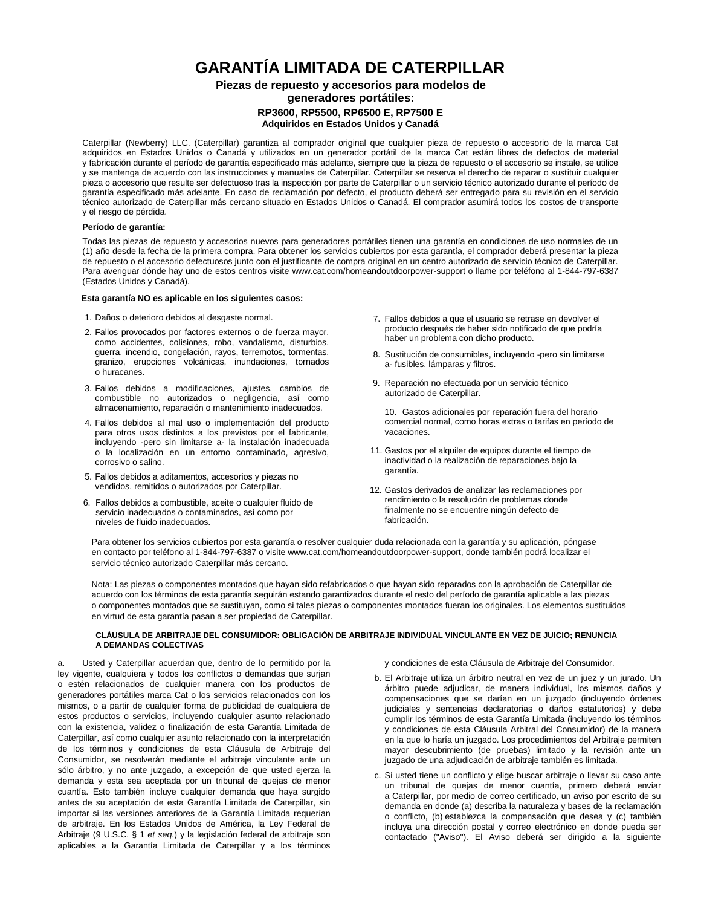# GARANTÍA LIMITADA DE CATERPILLAR

## Piezas de repuesto y accesorios para modelos de generadores portátiles:

### RP3600, RP5500, RP6500 E, RP7500 E

**Adquiridos en Estados Unidos y Canadá**

Caterpillar (Newberry) LLC. (Caterpillar) garantiza al comprador original que cualquier pieza de repuesto o accesorio de la marca Cat adquiridos en Estados Unidos o Canadá y utilizados en un generador portátil de la marca Cat están libres de defectos de material y fabricación durante el período de garantía especificado más adelante, siempre que la pieza de repuesto o el accesorio se instale, se utilice y se mantenga de acuerdo con las instrucciones y manuales de Caterpillar. Caterpillar se reserva el derecho de reparar o sustituir cualquier pieza o accesorio que resulte ser defectuoso tras la inspección por parte de Caterpillar o un servicio técnico autorizado durante el período de garantía especificado más adelante. En caso de reclamación por defecto, el producto deberá ser entregado para su revisión en el servicio técnico autorizado de Caterpillar más cercano situado en Estados Unidos o Canadá. El comprador asumirá todos los costos de transporte y el riesgo de pérdida.

**Período de garantía:**

Todas las piezas de repuesto y accesorios nuevos para generadores portátiles tienen una garantía en condiciones de uso normales de un (1) año desde la fecha de la primera compra. Para obtener los servicios cubiertos por esta garantía, el comprador deberá presentar la pieza de repuesto o el accesorio defectuosos junto con el justificante de compra original en un centro autorizado de servicio técnico de Caterpillar. Para averiguar dónde hay uno de estos centros visite www.cat.com/homeandoutdoorpower-support o llame por teléfono al 1-844-797-6387 (Estados Unidos y Canadá).

**Esta garantía NO es aplicable en los siguientes casos:**

1. Daños o deterioro debidos al desgaste normal.
2. Fallos provocados por factores externos o de fuerza mayor, como accidentes, colisiones, robo, vandalismo, disturbios, guerra, incendio, congelación, rayos, terremotos, tormentas, granizo, erupciones volcánicas, inundaciones, tornados o huracanes.
3. Fallos debidos a modificaciones, ajustes, cambios de combustible no autorizados o negligencia, así como almacenamiento, reparación o mantenimiento inadecuados.
4. Fallos debidos al mal uso o implementación del producto para otros usos distintos a los previstos por el fabricante, incluyendo -pero sin limitarse a- la instalación inadecuada o la localización en un entorno contaminado, agresivo, corrosivo o salino.
5. Fallos debidos a aditamentos, accesorios y piezas no vendidos, remitidos o autorizados por Caterpillar.
6. Fallos debidos a combustible, aceite o cualquier fluido de servicio inadecuados o contaminados, así como por niveles de fluido inadecuados.
7. Fallos debidos a que el usuario se retrase en devolver el producto después de haber sido notificado de que podría haber un problema con dicho producto.
8. Sustitución de consumibles, incluyendo -pero sin limitarse a- fusibles, lámparas y filtros.
9. Reparación no efectuada por un servicio técnico autorizado de Caterpillar.
10. Gastos adicionales por reparación fuera del horario comercial normal, como horas extras o tarifas en período de vacaciones.
11. Gastos por el alquiler de equipos durante el tiempo de inactividad o la realización de reparaciones bajo la garantía.
12. Gastos derivados de analizar las reclamaciones por rendimiento o la resolución de problemas donde finalmente no se encuentre ningún defecto de fabricación.

Para obtener los servicios cubiertos por esta garantía o resolver cualquier duda relacionada con la garantía y su aplicación, póngase en contacto por teléfono al 1-844-797-6387 o visite www.cat.com/homeandoutdoorpower-support, donde también podrá localizar el servicio técnico autorizado Caterpillar más cercano.

Nota: Las piezas o componentes montados que hayan sido refabricados o que hayan sido reparados con la aprobación de Caterpillar de acuerdo con los términos de esta garantía seguirán estando garantizados durante el resto del período de garantía aplicable a las piezas o componentes montados que se sustituyan, como si tales piezas o componentes montados fueran los originales. Los elementos sustituidos en virtud de esta garantía pasan a ser propiedad de Caterpillar.

**CLÁUSULA DE ARBITRAJE DEL CONSUMIDOR: OBLIGACIÓN DE ARBITRAJE INDIVIDUAL VINCULANTE EN VEZ DE JUICIO; RENUNCIA A DEMANDAS COLECTIVAS**

a. Usted y Caterpillar acuerdan que, dentro de lo permitido por la ley vigente, cualquiera y todos los conflictos o demandas que surjan o estén relacionados de cualquier manera con los productos de generadores portátiles marca Cat o los servicios relacionados con los mismos, o a partir de cualquier forma de publicidad de cualquiera de estos productos o servicios, incluyendo cualquier asunto relacionado con la existencia, validez o finalización de esta Garantía Limitada de Caterpillar, así como cualquier asunto relacionado con la interpretación de los términos y condiciones de esta Cláusula de Arbitraje del Consumidor, se resolverán mediante el arbitraje vinculante ante un sólo árbitro, y no ante juzgado, a excepción de que usted ejerza la demanda y esta sea aceptada por un tribunal de quejas de menor cuantía. Esto también incluye cualquier demanda que haya surgido antes de su aceptación de esta Garantía Limitada de Caterpillar, sin importar si las versiones anteriores de la Garantía Limitada requerían de arbitraje. En los Estados Unidos de América, la Ley Federal de Arbitraje (9 U.S.C. § 1 *et seq.*) y la legislación federal de arbitraje son aplicables a la Garantía Limitada de Caterpillar y a los términos y condiciones de esta Cláusula de Arbitraje del Consumidor.

b. El Arbitraje utiliza un árbitro neutral en vez de un juez y un jurado. Un árbitro puede adjudicar, de manera individual, los mismos daños y compensaciones que se darían en un juzgado (incluyendo órdenes judiciales y sentencias declaratorias o daños estatutorios) y debe cumplir los términos de esta Garantía Limitada (incluyendo los términos y condiciones de esta Cláusula Arbitral del Consumidor) de la manera en la que lo haría un juzgado. Los procedimientos del Arbitraje permiten mayor descubrimiento (de pruebas) limitado y la revisión ante un juzgado de una adjudicación de arbitraje también es limitada.

c. Si usted tiene un conflicto y elige buscar arbitraje o llevar su caso ante un tribunal de quejas de menor cuantía, primero deberá enviar a Caterpillar, por medio de correo certificado, un aviso por escrito de su demanda en donde (a) describa la naturaleza y bases de la reclamación o conflicto, (b) establezca la compensación que desea y (c) también incluya una dirección postal y correo electrónico en donde pueda ser contactado ("Aviso"). El Aviso deberá ser dirigido a la siguiente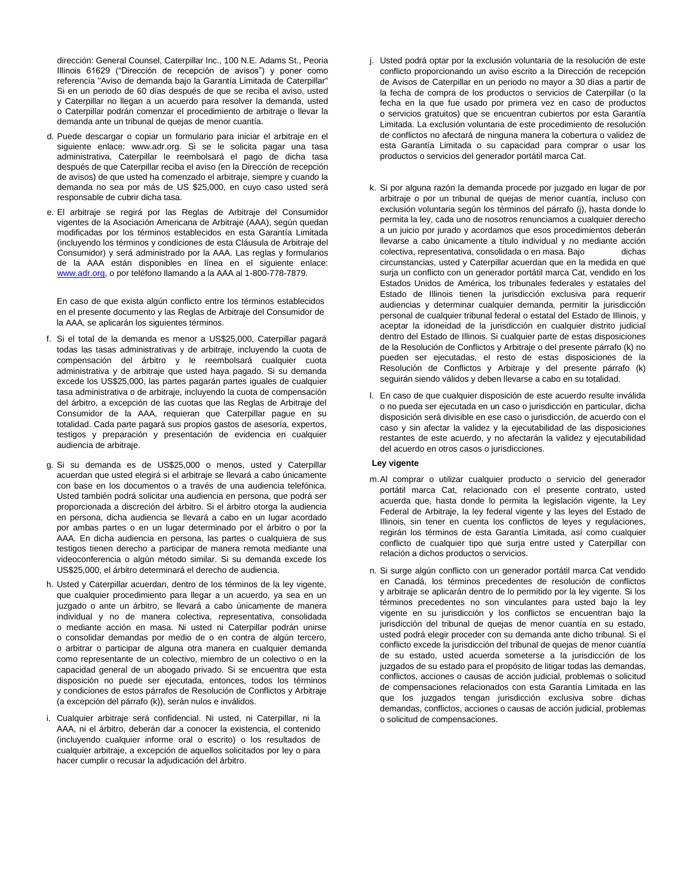dirección: General Counsel, Caterpillar Inc., 100 N.E. Adams St., Peoria Illinois 61629 ("Dirección de recepción de avisos") y poner como referencia "Aviso de demanda bajo la Garantía Limitada de Caterpillar" Si en un periodo de 60 días después de que se reciba el aviso, usted y Caterpillar no llegan a un acuerdo para resolver la demanda, usted o Caterpillar podrán comenzar el procedimiento de arbitraje o llevar la demanda ante un tribunal de quejas de menor cuantía.

d. Puede descargar o copiar un formulario para iniciar el arbitraje en el siguiente enlace: www.adr.org. Si se le solicita pagar una tasa administrativa, Caterpillar le reembolsará el pago de dicha tasa después de que Caterpillar reciba el aviso (en la Dirección de recepción de avisos) de que usted ha comenzado el arbitraje, siempre y cuando la demanda no sea por más de US $25,000, en cuyo caso usted será responsable de cubrir dicha tasa.

e. El arbitraje se regirá por las Reglas de Arbitraje del Consumidor vigentes de la Asociación Americana de Arbitraje (AAA), según quedan modificadas por los términos establecidos en esta Garantía Limitada (incluyendo los términos y condiciones de esta Cláusula de Arbitraje del Consumidor) y será administrado por la AAA. Las reglas y formularios de la AAA están disponibles en línea en el siguiente enlace: www.adr.org, o por teléfono llamando a la AAA al 1-800-778-7879.

   En caso de que exista algún conflicto entre los términos establecidos en el presente documento y las Reglas de Arbitraje del Consumidor de la AAA, se aplicarán los siguientes términos.

f. Si el total de la demanda es menor a US$25,000, Caterpillar pagará todas las tasas administrativas y de arbitraje, incluyendo la cuota de compensación del árbitro y le reembolsará cualquier cuota administrativa y de arbitraje que usted haya pagado. Si su demanda excede los US$25,000, las partes pagarán partes iguales de cualquier tasa administrativa o de arbitraje, incluyendo la cuota de compensación del árbitro, a excepción de las cuotas que las Reglas de Arbitraje del Consumidor de la AAA, requieran que Caterpillar pague en su totalidad. Cada parte pagará sus propios gastos de asesoría, expertos, testigos y preparación y presentación de evidencia en cualquier audiencia de arbitraje.

g. Si su demanda es de US$25,000 o menos, usted y Caterpillar acuerdan que usted elegirá si el arbitraje se llevará a cabo únicamente con base en los documentos o a través de una audiencia telefónica. Usted también podrá solicitar una audiencia en persona, que podrá ser proporcionada a discreción del árbitro. Si el árbitro otorga la audiencia en persona, dicha audiencia se llevará a cabo en un lugar acordado por ambas partes o en un lugar determinado por el árbitro o por la AAA. En dicha audiencia en persona, las partes o cualquiera de sus testigos tienen derecho a participar de manera remota mediante una videoconferencia o algún método similar. Si su demanda excede los US$25,000, el árbitro determinará el derecho de audiencia.

h. Usted y Caterpillar acuerdan, dentro de los términos de la ley vigente, que cualquier procedimiento para llegar a un acuerdo, ya sea en un juzgado o ante un árbitro, se llevará a cabo únicamente de manera individual y no de manera colectiva, representativa, consolidada o mediante acción en masa. Ni usted ni Caterpillar podrán unirse o consolidar demandas por medio de o en contra de algún tercero, o arbitrar o participar de alguna otra manera en cualquier demanda como representante de un colectivo, miembro de un colectivo o en la capacidad general de un abogado privado. Si se encuentra que esta disposición no puede ser ejecutada, entonces, todos los términos y condiciones de estos párrafos de Resolución de Conflictos y Arbitraje (a excepción del párrafo (k)), serán nulos e inválidos.

i. Cualquier arbitraje será confidencial. Ni usted, ni Caterpillar, ni la AAA, ni el árbitro, deberán dar a conocer la existencia, el contenido (incluyendo cualquier informe oral o escrito) o los resultados de cualquier arbitraje, a excepción de aquellos solicitados por ley o para hacer cumplir o recusar la adjudicación del árbitro.

j. Usted podrá optar por la exclusión voluntaria de la resolución de este conflicto proporcionando un aviso escrito a la Dirección de recepción de Avisos de Caterpillar en un periodo no mayor a 30 días a partir de la fecha de compra de los productos o servicios de Caterpillar (o la fecha en la que fue usado por primera vez en caso de productos o servicios gratuitos) que se encuentran cubiertos por esta Garantía Limitada. La exclusión voluntaria de este procedimiento de resolución de conflictos no afectará de ninguna manera la cobertura o validez de esta Garantía Limitada o su capacidad para comprar o usar los productos o servicios del generador portátil marca Cat.

k. Si por alguna razón la demanda procede por juzgado en lugar de por arbitraje o por un tribunal de quejas de menor cuantía, incluso con exclusión voluntaria según los términos del párrafo (j), hasta donde lo permita la ley, cada uno de nosotros renunciamos a cualquier derecho a un juicio por jurado y acordamos que esos procedimientos deberán llevarse a cabo únicamente a título individual y no mediante acción colectiva, representativa, consolidada o en masa. Bajo dichas circunstancias, usted y Caterpillar acuerdan que en la medida en que surja un conflicto con un generador portátil marca Cat, vendido en los Estados Unidos de América, los tribunales federales y estatales del Estado de Illinois tienen la jurisdicción exclusiva para requerir audiencias y determinar cualquier demanda, permitir la jurisdicción personal de cualquier tribunal federal o estatal del Estado de Illinois, y aceptar la idoneidad de la jurisdicción en cualquier distrito judicial dentro del Estado de Illinois. Si cualquier parte de estas disposiciones de la Resolución de Conflictos y Arbitraje o del presente párrafo (k) no pueden ser ejecutadas, el resto de estas disposiciones de la Resolución de Conflictos y Arbitraje y del presente párrafo (k) seguirán siendo válidos y deben llevarse a cabo en su totalidad.

l. En caso de que cualquier disposición de este acuerdo resulte inválida o no pueda ser ejecutada en un caso o jurisdicción en particular, dicha disposición será divisible en ese caso o jurisdicción, de acuerdo con el caso y sin afectar la validez y la ejecutabilidad de las disposiciones restantes de este acuerdo, y no afectarán la validez y ejecutabilidad del acuerdo en otros casos o jurisdicciones.

**Ley vigente**

m. Al comprar o utilizar cualquier producto o servicio del generador portátil marca Cat, relacionado con el presente contrato, usted acuerda que, hasta donde lo permita la legislación vigente, la Ley Federal de Arbitraje, la ley federal vigente y las leyes del Estado de Illinois, sin tener en cuenta los conflictos de leyes y regulaciones, regirán los términos de esta Garantía Limitada, así como cualquier conflicto de cualquier tipo que surja entre usted y Caterpillar con relación a dichos productos o servicios.

n. Si surge algún conflicto con un generador portátil marca Cat vendido en Canadá, los términos precedentes de resolución de conflictos y arbitraje se aplicarán dentro de lo permitido por la ley vigente. Si los términos precedentes no son vinculantes para usted bajo la ley vigente en su jurisdicción y los conflictos se encuentran bajo la jurisdicción del tribunal de quejas de menor cuantía en su estado, usted podrá elegir proceder con su demanda ante dicho tribunal. Si el conflicto excede la jurisdicción del tribunal de quejas de menor cuantía de su estado, usted acuerda someterse a la jurisdicción de los juzgados de su estado para el propósito de litigar todas las demandas, conflictos, acciones o causas de acción judicial, problemas o solicitud de compensaciones relacionados con esta Garantía Limitada en las que los juzgados tengan jurisdicción exclusiva sobre dichas demandas, conflictos, acciones o causas de acción judicial, problemas o solicitud de compensaciones.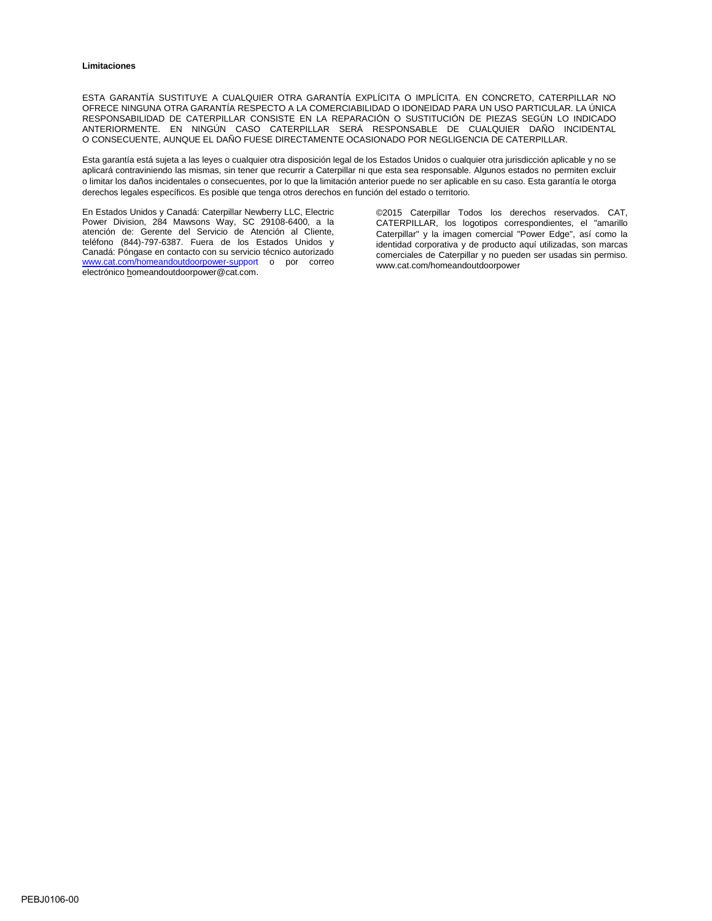**Limitaciones**

ESTA GARANTÍA SUSTITUYE A CUALQUIER OTRA GARANTÍA EXPLÍCITA O IMPLÍCITA. EN CONCRETO, CATERPILLAR NO OFRECE NINGUNA OTRA GARANTÍA RESPECTO A LA COMERCIABILIDAD O IDONEIDAD PARA UN USO PARTICULAR. LA ÚNICA RESPONSABILIDAD DE CATERPILLAR CONSISTE EN LA REPARACIÓN O SUSTITUCIÓN DE PIEZAS SEGÚN LO INDICADO ANTERIORMENTE. EN NINGÚN CASO CATERPILLAR SERÁ RESPONSABLE DE CUALQUIER DAÑO INCIDENTAL O CONSECUENTE, AUNQUE EL DAÑO FUESE DIRECTAMENTE OCASIONADO POR NEGLIGENCIA DE CATERPILLAR.

Esta garantía está sujeta a las leyes o cualquier otra disposición legal de los Estados Unidos o cualquier otra jurisdicción aplicable y no se aplicará contraviniendo las mismas, sin tener que recurrir a Caterpillar ni que esta sea responsable. Algunos estados no permiten excluir o limitar los daños incidentales o consecuentes, por lo que la limitación anterior puede no ser aplicable en su caso. Esta garantía le otorga derechos legales específicos. Es posible que tenga otros derechos en función del estado o territorio.

En Estados Unidos y Canadá: Caterpillar Newberry LLC, Electric Power Division, 284 Mawsons Way, SC 29108-6400, a la atención de: Gerente del Servicio de Atención al Cliente, teléfono (844)-797-6387. Fuera de los Estados Unidos y Canadá: Póngase en contacto con su servicio técnico autorizado www.cat.com/homeandoutdoorpower-support o por correo electrónico homeandoutdoorpower@cat.com.

©2015 Caterpillar Todos los derechos reservados. CAT, CATERPILLAR, los logotipos correspondientes, el "amarillo Caterpillar" y la imagen comercial "Power Edge", así como la identidad corporativa y de producto aquí utilizadas, son marcas comerciales de Caterpillar y no pueden ser usadas sin permiso. www.cat.com/homeandoutdoorpower

PEBJ0106-00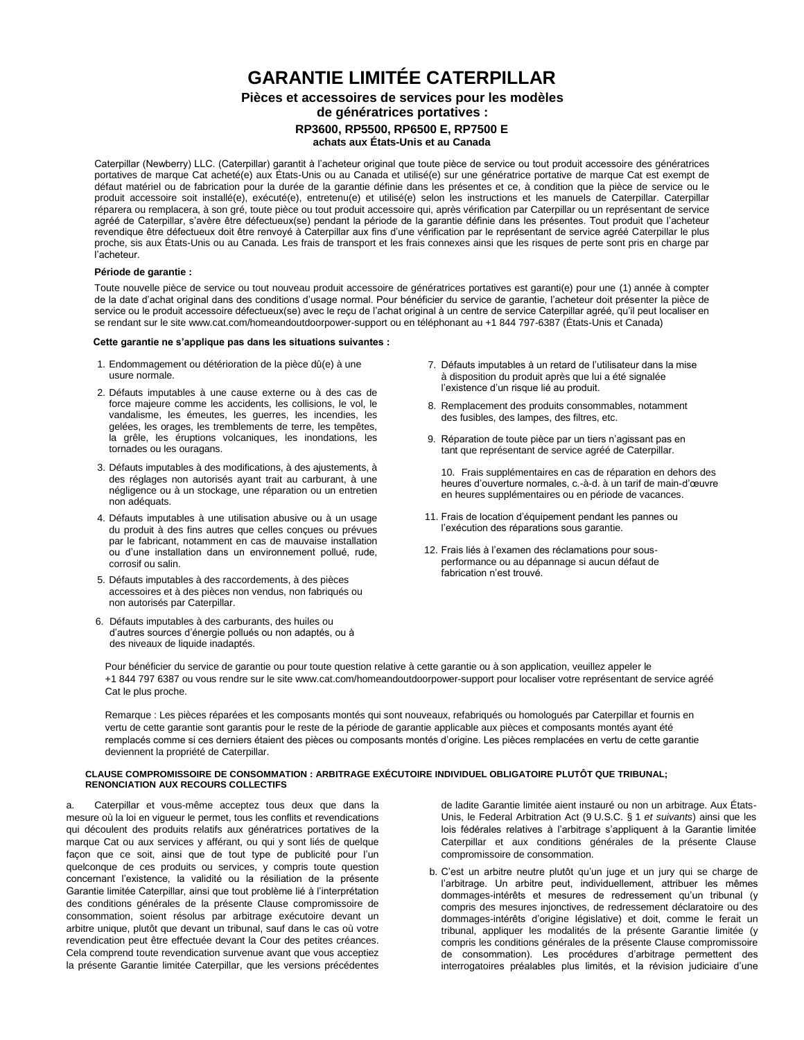# GARANTIE LIMITÉE CATERPILLAR

### Pièces et accessoires de services pour les modèles de génératrices portatives :

#### RP3600, RP5500, RP6500 E, RP7500 E

**achats aux États-Unis et au Canada**

Caterpillar (Newberry) LLC. (Caterpillar) garantit à l'acheteur original que toute pièce de service ou tout produit accessoire des génératrices portatives de marque Cat acheté(e) aux États-Unis ou au Canada et utilisé(e) sur une génératrice portative de marque Cat est exempt de défaut matériel ou de fabrication pour la durée de la garantie définie dans les présentes et ce, à condition que la pièce de service ou le produit accessoire soit installé(e), exécuté(e), entretenu(e) et utilisé(e) selon les instructions et les manuels de Caterpillar. Caterpillar réparera ou remplacera, à son gré, toute pièce ou tout produit accessoire qui, après vérification par Caterpillar ou un représentant de service agréé de Caterpillar, s'avère être défectueux(se) pendant la période de la garantie définie dans les présentes. Tout produit que l'acheteur revendique être défectueux doit être renvoyé à Caterpillar aux fins d'une vérification par le représentant de service agréé Caterpillar le plus proche, sis aux États-Unis ou au Canada. Les frais de transport et les frais connexes ainsi que les risques de perte sont pris en charge par l'acheteur.

**Période de garantie :**

Toute nouvelle pièce de service ou tout nouveau produit accessoire de génératrices portatives est garanti(e) pour une (1) année à compter de la date d'achat original dans des conditions d'usage normal. Pour bénéficier du service de garantie, l'acheteur doit présenter la pièce de service ou le produit accessoire défectueux(se) avec le reçu de l'achat original à un centre de service Caterpillar agréé, qu'il peut localiser en se rendant sur le site www.cat.com/homeandoutdoorpower-support ou en téléphonant au +1 844 797-6387 (États-Unis et Canada)

**Cette garantie ne s'applique pas dans les situations suivantes :**

1. Endommagement ou détérioration de la pièce dû(e) à une usure normale.
2. Défauts imputables à une cause externe ou à des cas de force majeure comme les accidents, les collisions, le vol, le vandalisme, les émeutes, les guerres, les incendies, les gelées, les orages, les tremblements de terre, les tempêtes, la grêle, les éruptions volcaniques, les inondations, les tornades ou les ouragans.
3. Défauts imputables à des modifications, à des ajustements, à des réglages non autorisés ayant trait au carburant, à une négligence ou à un stockage, une réparation ou un entretien non adéquats.
4. Défauts imputables à une utilisation abusive ou à un usage du produit à des fins autres que celles conçues ou prévues par le fabricant, notamment en cas de mauvaise installation ou d'une installation dans un environnement pollué, rude, corrosif ou salin.
5. Défauts imputables à des raccordements, à des pièces accessoires et à des pièces non vendus, non fabriqués ou non autorisés par Caterpillar.
6. Défauts imputables à des carburants, des huiles ou d'autres sources d'énergie pollués ou non adaptés, ou à des niveaux de liquide inadaptés.
7. Défauts imputables à un retard de l'utilisateur dans la mise à disposition du produit après que lui a été signalée l'existence d'un risque lié au produit.
8. Remplacement des produits consommables, notamment des fusibles, des lampes, des filtres, etc.
9. Réparation de toute pièce par un tiers n'agissant pas en tant que représentant de service agréé de Caterpillar.
10. Frais supplémentaires en cas de réparation en dehors des heures d'ouverture normales, c.-à-d. à un tarif de main-d'œuvre en heures supplémentaires ou en période de vacances.
11. Frais de location d'équipement pendant les pannes ou l'exécution des réparations sous garantie.
12. Frais liés à l'examen des réclamations pour sous-performance ou au dépannage si aucun défaut de fabrication n'est trouvé.

Pour bénéficier du service de garantie ou pour toute question relative à cette garantie ou à son application, veuillez appeler le +1 844 797 6387 ou vous rendre sur le site www.cat.com/homeandoutdoorpower-support pour localiser votre représentant de service agréé Cat le plus proche.

Remarque : Les pièces réparées et les composants montés qui sont nouveaux, refabriqués ou homologués par Caterpillar et fournis en vertu de cette garantie sont garantis pour le reste de la période de garantie applicable aux pièces et composants montés ayant été remplacés comme si ces derniers étaient des pièces ou composants montés d'origine. Les pièces remplacées en vertu de cette garantie deviennent la propriété de Caterpillar.

**CLAUSE COMPROMISSOIRE DE CONSOMMATION : ARBITRAGE EXÉCUTOIRE INDIVIDUEL OBLIGATOIRE PLUTÔT QUE TRIBUNAL; RENONCIATION AUX RECOURS COLLECTIFS**

a. Caterpillar et vous-même acceptez tous deux que dans la mesure où la loi en vigueur le permet, tous les conflits et revendications qui découlent des produits relatifs aux génératrices portatives de la marque Cat ou aux services y afférant, ou qui y sont liés de quelque façon que ce soit, ainsi que de tout type de publicité pour l'un quelconque de ces produits ou services, y compris toute question concernant l'existence, la validité ou la résiliation de la présente Garantie limitée Caterpillar, ainsi que tout problème lié à l'interprétation des conditions générales de la présente Clause compromissoire de consommation, soient résolus par arbitrage exécutoire devant un arbitre unique, plutôt que devant un tribunal, sauf dans le cas où votre revendication peut être effectuée devant la Cour des petites créances. Cela comprend toute revendication survenue avant que vous acceptiez la présente Garantie limitée Caterpillar, que les versions précédentes de ladite Garantie limitée aient instauré ou non un arbitrage. Aux États-Unis, le Federal Arbitration Act (9 U.S.C. § 1 *et suivants*) ainsi que les lois fédérales relatives à l'arbitrage s'appliquent à la Garantie limitée Caterpillar et aux conditions générales de la présente Clause compromissoire de consommation.

b. C'est un arbitre neutre plutôt qu'un juge et un jury qui se charge de l'arbitrage. Un arbitre peut, individuellement, attribuer les mêmes dommages-intérêts et mesures de redressement qu'un tribunal (y compris des mesures injonctives, de redressement déclaratoire ou des dommages-intérêts d'origine législative) et doit, comme le ferait un tribunal, appliquer les modalités de la présente Garantie limitée (y compris les conditions générales de la présente Clause compromissoire de consommation). Les procédures d'arbitrage permettent des interrogatoires préalables plus limités, et la révision judiciaire d'une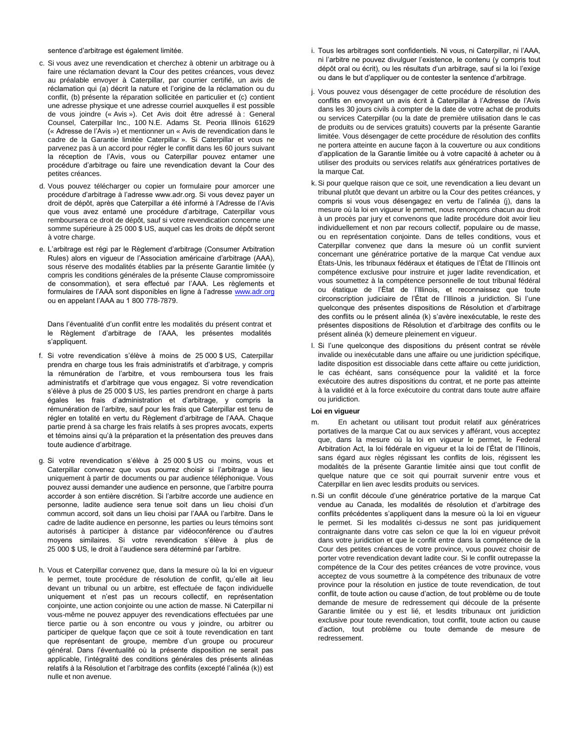sentence d'arbitrage est également limitée.

c. Si vous avez une revendication et cherchez à obtenir un arbitrage ou à faire une réclamation devant la Cour des petites créances, vous devez au préalable envoyer à Caterpillar, par courrier certifié, un avis de réclamation qui (a) décrit la nature et l'origine de la réclamation ou du conflit, (b) présente la réparation sollicitée en particulier et (c) contient une adresse physique et une adresse courriel auxquelles il est possible de vous joindre (« Avis »). Cet Avis doit être adressé à : General Counsel, Caterpillar Inc., 100 N.E. Adams St. Peoria Illinois 61629 (« Adresse de l'Avis ») et mentionner un « Avis de revendication dans le cadre de la Garantie limitée Caterpillar ». Si Caterpillar et vous ne parvenez pas à un accord pour régler le conflit dans les 60 jours suivant la réception de l'Avis, vous ou Caterpillar pouvez entamer une procédure d'arbitrage ou faire une revendication devant la Cour des petites créances.

d. Vous pouvez télécharger ou copier un formulaire pour amorcer une procédure d'arbitrage à l'adresse www.adr.org. Si vous devez payer un droit de dépôt, après que Caterpillar a été informé à l'Adresse de l'Avis que vous avez entamé une procédure d'arbitrage, Caterpillar vous remboursera ce droit de dépôt, sauf si votre revendication concerne une somme supérieure à 25 000 $ US, auquel cas les droits de dépôt seront à votre charge.

e. L'arbitrage est régi par le Règlement d'arbitrage (Consumer Arbitration Rules) alors en vigueur de l'Association américaine d'arbitrage (AAA), sous réserve des modalités établies par la présente Garantie limitée (y compris les conditions générales de la présente Clause compromissoire de consommation), et sera effectué par l'AAA. Les règlements et formulaires de l'AAA sont disponibles en ligne à l'adresse www.adr.org ou en appelant l'AAA au 1 800 778-7879.

   Dans l'éventualité d'un conflit entre les modalités du présent contrat et le Règlement d'arbitrage de l'AAA, les présentes modalités s'appliquent.

f. Si votre revendication s'élève à moins de 25 000 $ US, Caterpillar prendra en charge tous les frais administratifs et d'arbitrage, y compris la rémunération de l'arbitre, et vous remboursera tous les frais administratifs et d'arbitrage que vous engagez. Si votre revendication s'élève à plus de 25 000 $ US, les parties prendront en charge à parts égales les frais d'administration et d'arbitrage, y compris la rémunération de l'arbitre, sauf pour les frais que Caterpillar est tenu de régler en totalité en vertu du Règlement d'arbitrage de l'AAA. Chaque partie prend à sa charge les frais relatifs à ses propres avocats, experts et témoins ainsi qu'à la préparation et la présentation des preuves dans toute audience d'arbitrage.

g. Si votre revendication s'élève à 25 000 $ US ou moins, vous et Caterpillar convenez que vous pourrez choisir si l'arbitrage a lieu uniquement à partir de documents ou par audience téléphonique. Vous pouvez aussi demander une audience en personne, que l'arbitre pourra accorder à son entière discrétion. Si l'arbitre accorde une audience en personne, ladite audience sera tenue soit dans un lieu choisi d'un commun accord, soit dans un lieu choisi par l'AAA ou l'arbitre. Dans le cadre de ladite audience en personne, les parties ou leurs témoins sont autorisés à participer à distance par vidéoconférence ou d'autres moyens similaires. Si votre revendication s'élève à plus de 25 000 $ US, le droit à l'audience sera déterminé par l'arbitre.

h. Vous et Caterpillar convenez que, dans la mesure où la loi en vigueur le permet, toute procédure de résolution de conflit, qu'elle ait lieu devant un tribunal ou un arbitre, est effectuée de façon individuelle uniquement et n'est pas un recours collectif, en représentation conjointe, une action conjointe ou une action de masse. Ni Caterpillar ni vous-même ne pouvez appuyer des revendications effectuées par une tierce partie ou à son encontre ou vous y joindre, ou arbitrer ou participer de quelque façon que ce soit à toute revendication en tant que représentant de groupe, membre d'un groupe ou procureur général. Dans l'éventualité où la présente disposition ne serait pas applicable, l'intégralité des conditions générales des présents alinéas relatifs à la Résolution et l'arbitrage des conflits (excepté l'alinéa (k)) est nulle et non avenue.

i. Tous les arbitrages sont confidentiels. Ni vous, ni Caterpillar, ni l'AAA, ni l'arbitre ne pouvez divulguer l'existence, le contenu (y compris tout dépôt oral ou écrit), ou les résultats d'un arbitrage, sauf si la loi l'exige ou dans le but d'appliquer ou de contester la sentence d'arbitrage.

j. Vous pouvez vous désengager de cette procédure de résolution des conflits en envoyant un avis écrit à Caterpillar à l'Adresse de l'Avis dans les 30 jours civils à compter de la date de votre achat de produits ou services Caterpillar (ou la date de première utilisation dans le cas de produits ou de services gratuits) couverts par la présente Garantie limitée. Vous désengager de cette procédure de résolution des conflits ne portera atteinte en aucune façon à la couverture ou aux conditions d'application de la Garantie limitée ou à votre capacité à acheter ou à utiliser des produits ou services relatifs aux génératrices portatives de la marque Cat.

k. Si pour quelque raison que ce soit, une revendication a lieu devant un tribunal plutôt que devant un arbitre ou la Cour des petites créances, y compris si vous vous désengagez en vertu de l'alinéa (j), dans la mesure où la loi en vigueur le permet, nous renonçons chacun au droit à un procès par jury et convenons que ladite procédure doit avoir lieu individuellement et non par recours collectif, populaire ou de masse, ou en représentation conjointe. Dans de telles conditions, vous et Caterpillar convenez que dans la mesure où un conflit survient concernant une génératrice portative de la marque Cat vendue aux États-Unis, les tribunaux fédéraux et étatiques de l'État de l'Illinois ont compétence exclusive pour instruire et juger ladite revendication, et vous soumettez à la compétence personnelle de tout tribunal fédéral ou étatique de l'État de l'Illinois, et reconnaissez que toute circonscription judiciaire de l'État de l'Illinois a juridiction. Si l'une quelconque des présentes dispositions de Résolution et d'arbitrage des conflits ou le présent alinéa (k) s'avère inexécutable, le reste des présentes dispositions de Résolution et d'arbitrage des conflits ou le présent alinéa (k) demeure pleinement en vigueur.

l. Si l'une quelconque des dispositions du présent contrat se révèle invalide ou inexécutable dans une affaire ou une juridiction spécifique, ladite disposition est dissociable dans cette affaire ou cette juridiction, le cas échéant, sans conséquence pour la validité et la force exécutoire des autres dispositions du contrat, et ne porte pas atteinte à la validité et à la force exécutoire du contrat dans toute autre affaire ou juridiction.

**Loi en vigueur**

m. En achetant ou utilisant tout produit relatif aux génératrices portatives de la marque Cat ou aux services y afférant, vous acceptez que, dans la mesure où la loi en vigueur le permet, le Federal Arbitration Act, la loi fédérale en vigueur et la loi de l'État de l'Illinois, sans égard aux règles régissant les conflits de lois, régissent les modalités de la présente Garantie limitée ainsi que tout conflit de quelque nature que ce soit qui pourrait survenir entre vous et Caterpillar en lien avec lesdits produits ou services.

n. Si un conflit découle d'une génératrice portative de la marque Cat vendue au Canada, les modalités de résolution et d'arbitrage des conflits précédentes s'appliquent dans la mesure où la loi en vigueur le permet. Si les modalités ci-dessus ne sont pas juridiquement contraignante dans votre cas selon ce que la loi en vigueur prévoit dans votre juridiction et que le conflit entre dans la compétence de la Cour des petites créances de votre province, vous pouvez choisir de porter votre revendication devant ladite cour. Si le conflit outrepasse la compétence de la Cour des petites créances de votre province, vous acceptez de vous soumettre à la compétence des tribunaux de votre province pour la résolution en justice de toute revendication, de tout conflit, de toute action ou cause d'action, de tout problème ou de toute demande de mesure de redressement qui découle de la présente Garantie limitée ou y est lié, et lesdits tribunaux ont juridiction exclusive pour toute revendication, tout conflit, toute action ou cause d'action, tout problème ou toute demande de mesure de redressement.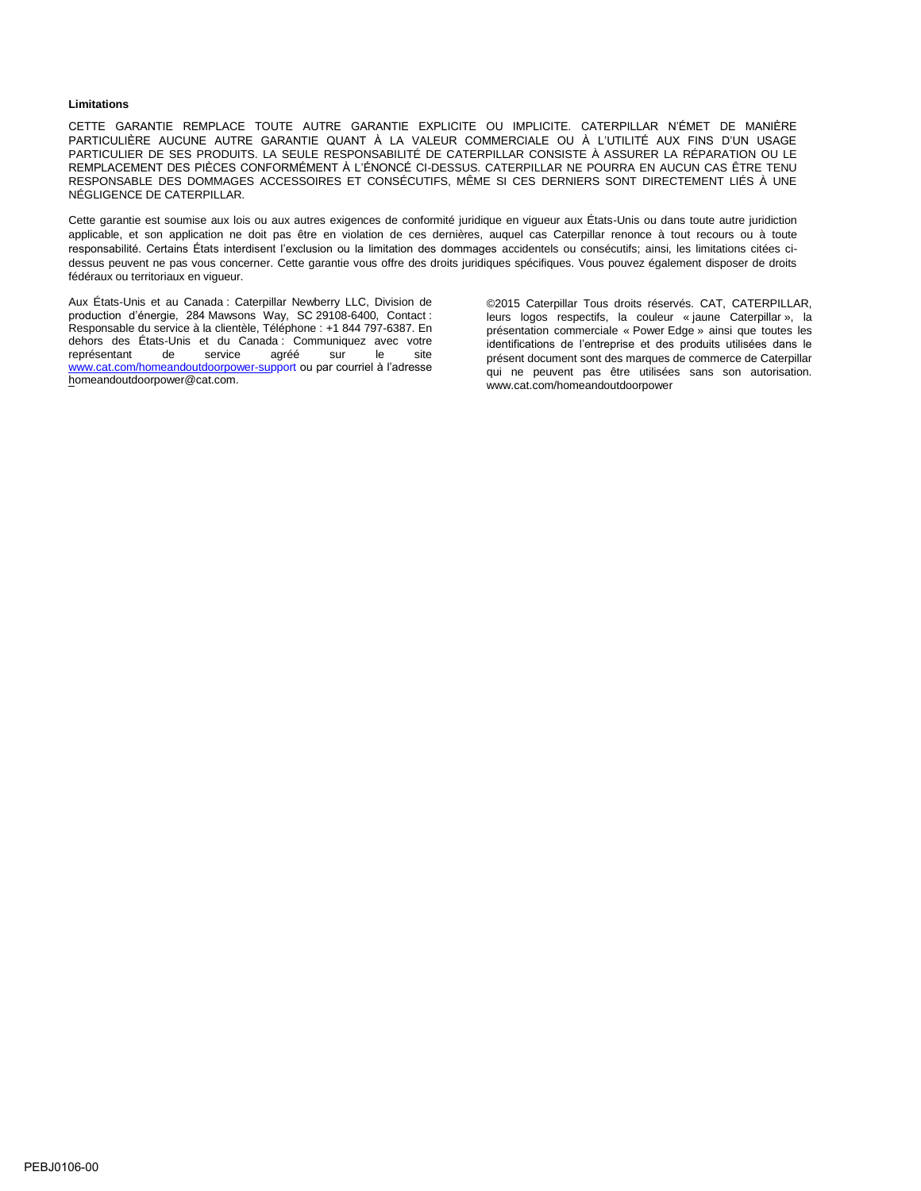**Limitations**

CETTE GARANTIE REMPLACE TOUTE AUTRE GARANTIE EXPLICITE OU IMPLICITE. CATERPILLAR N'ÉMET DE MANIÈRE PARTICULIÈRE AUCUNE AUTRE GARANTIE QUANT À LA VALEUR COMMERCIALE OU À L'UTILITÉ AUX FINS D'UN USAGE PARTICULIER DE SES PRODUITS. LA SEULE RESPONSABILITÉ DE CATERPILLAR CONSISTE À ASSURER LA RÉPARATION OU LE REMPLACEMENT DES PIÈCES CONFORMÉMENT À L'ÉNONCÉ CI-DESSUS. CATERPILLAR NE POURRA EN AUCUN CAS ÊTRE TENU RESPONSABLE DES DOMMAGES ACCESSOIRES ET CONSÉCUTIFS, MÊME SI CES DERNIERS SONT DIRECTEMENT LIÉS À UNE NÉGLIGENCE DE CATERPILLAR.

Cette garantie est soumise aux lois ou aux autres exigences de conformité juridique en vigueur aux États-Unis ou dans toute autre juridiction applicable, et son application ne doit pas être en violation de ces dernières, auquel cas Caterpillar renonce à tout recours ou à toute responsabilité. Certains États interdisent l'exclusion ou la limitation des dommages accidentels ou consécutifs; ainsi, les limitations citées ci-dessus peuvent ne pas vous concerner. Cette garantie vous offre des droits juridiques spécifiques. Vous pouvez également disposer de droits fédéraux ou territoriaux en vigueur.

Aux États-Unis et au Canada : Caterpillar Newberry LLC, Division de production d'énergie, 284 Mawsons Way, SC 29108-6400, Contact : Responsable du service à la clientèle, Téléphone : +1 844 797-6387. En dehors des États-Unis et du Canada : Communiquez avec votre représentant de service agréé sur le site www.cat.com/homeandoutdoorpower-support ou par courriel à l'adresse homeandoutdoorpower@cat.com.

©2015 Caterpillar Tous droits réservés. CAT, CATERPILLAR, leurs logos respectifs, la couleur « jaune Caterpillar », la présentation commerciale « Power Edge » ainsi que toutes les identifications de l'entreprise et des produits utilisées dans le présent document sont des marques de commerce de Caterpillar qui ne peuvent pas être utilisées sans son autorisation. www.cat.com/homeandoutdoorpower

PEBJ0106-00